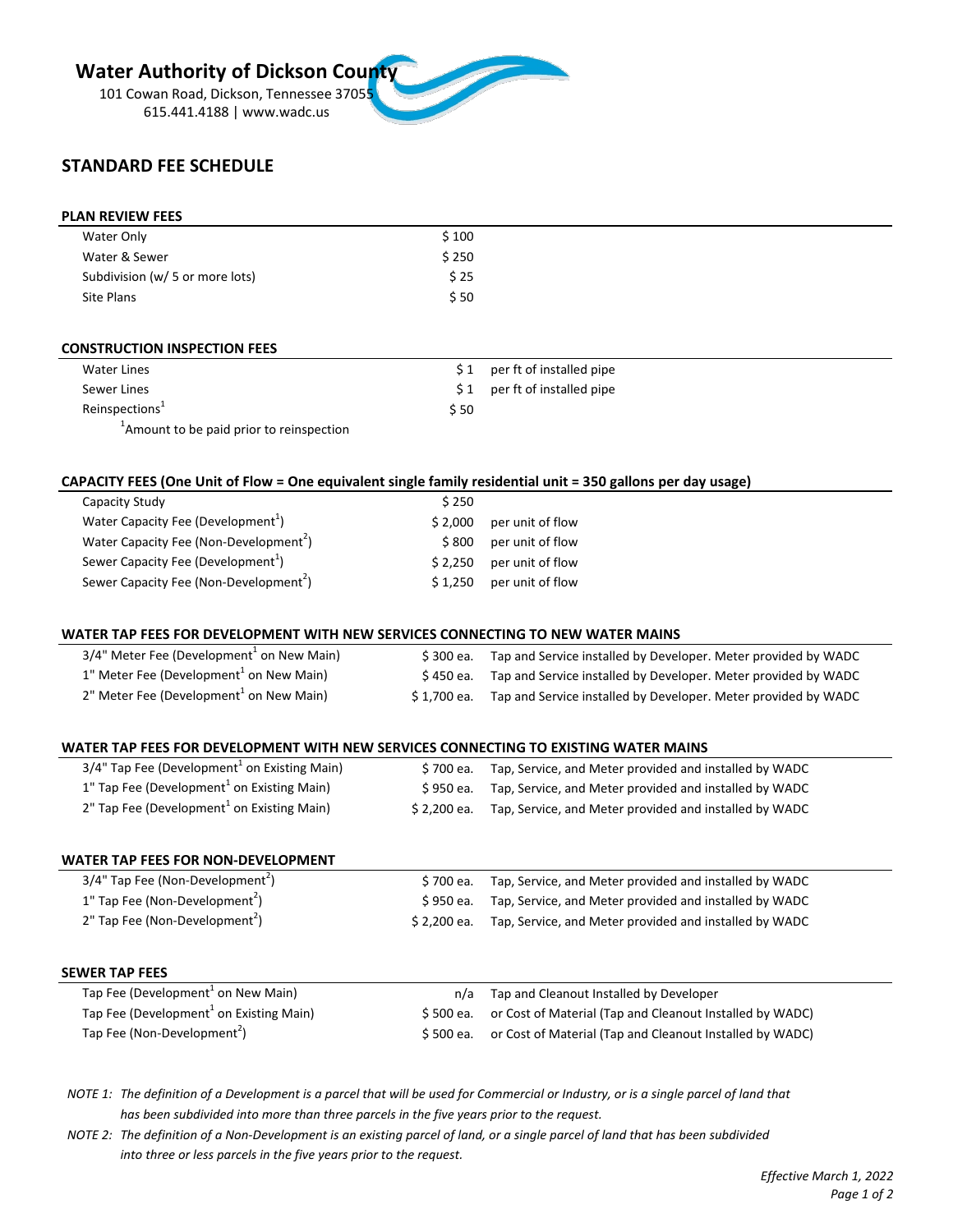# Water Authority of Dickson County

101 Cowan Road, Dickson, Tennessee 37055
615.441.4188 | www.wadc.us

## STANDARD FEE SCHEDULE

### PLAN REVIEW FEES

| | | |
|---|---|---|
| Water Only | $ 100 | |
| Water & Sewer | $ 250 | |
| Subdivision (w/ 5 or more lots) | $ 25 | |
| Site Plans | $ 50 | |

### CONSTRUCTION INSPECTION FEES

| | | |
|---|---|---|
| Water Lines | $ 1 | per ft of installed pipe |
| Sewer Lines | $ 1 | per ft of installed pipe |
| Reinspections[1] | $ 50 | |

[1]Amount to be paid prior to reinspection

### CAPACITY FEES (One Unit of Flow = One equivalent single family residential unit = 350 gallons per day usage)

| | | |
|---|---|---|
| Capacity Study | $ 250 | |
| Water Capacity Fee (Development[1]) | $ 2,000 | per unit of flow |
| Water Capacity Fee (Non-Development[2]) | $ 800 | per unit of flow |
| Sewer Capacity Fee (Development[1]) | $ 2,250 | per unit of flow |
| Sewer Capacity Fee (Non-Development[2]) | $ 1,250 | per unit of flow |

### WATER TAP FEES FOR DEVELOPMENT WITH NEW SERVICES CONNECTING TO NEW WATER MAINS

| | | |
|---|---|---|
| 3/4" Meter Fee (Development[1] on New Main) | $ 300 ea. | Tap and Service installed by Developer. Meter provided by WADC |
| 1" Meter Fee (Development[1] on New Main) | $ 450 ea. | Tap and Service installed by Developer. Meter provided by WADC |
| 2" Meter Fee (Development[1] on New Main) | $ 1,700 ea. | Tap and Service installed by Developer. Meter provided by WADC |

### WATER TAP FEES FOR DEVELOPMENT WITH NEW SERVICES CONNECTING TO EXISTING WATER MAINS

| | | |
|---|---|---|
| 3/4" Tap Fee (Development[1] on Existing Main) | $ 700 ea. | Tap, Service, and Meter provided and installed by WADC |
| 1" Tap Fee (Development[1] on Existing Main) | $ 950 ea. | Tap, Service, and Meter provided and installed by WADC |
| 2" Tap Fee (Development[1] on Existing Main) | $ 2,200 ea. | Tap, Service, and Meter provided and installed by WADC |

### WATER TAP FEES FOR NON-DEVELOPMENT

| | | |
|---|---|---|
| 3/4" Tap Fee (Non-Development[2]) | $ 700 ea. | Tap, Service, and Meter provided and installed by WADC |
| 1" Tap Fee (Non-Development[2]) | $ 950 ea. | Tap, Service, and Meter provided and installed by WADC |
| 2" Tap Fee (Non-Development[2]) | $ 2,200 ea. | Tap, Service, and Meter provided and installed by WADC |

### SEWER TAP FEES

| | | |
|---|---|---|
| Tap Fee (Development[1] on New Main) | n/a | Tap and Cleanout Installed by Developer |
| Tap Fee (Development[1] on Existing Main) | $ 500 ea. | or Cost of Material (Tap and Cleanout Installed by WADC) |
| Tap Fee (Non-Development[2]) | $ 500 ea. | or Cost of Material (Tap and Cleanout Installed by WADC) |

*NOTE 1: The definition of a Development is a parcel that will be used for Commercial or Industry, or is a single parcel of land that has been subdivided into more than three parcels in the five years prior to the request.*

*NOTE 2: The definition of a Non-Development is an existing parcel of land, or a single parcel of land that has been subdivided into three or less parcels in the five years prior to the request.*

*Effective March 1, 2022*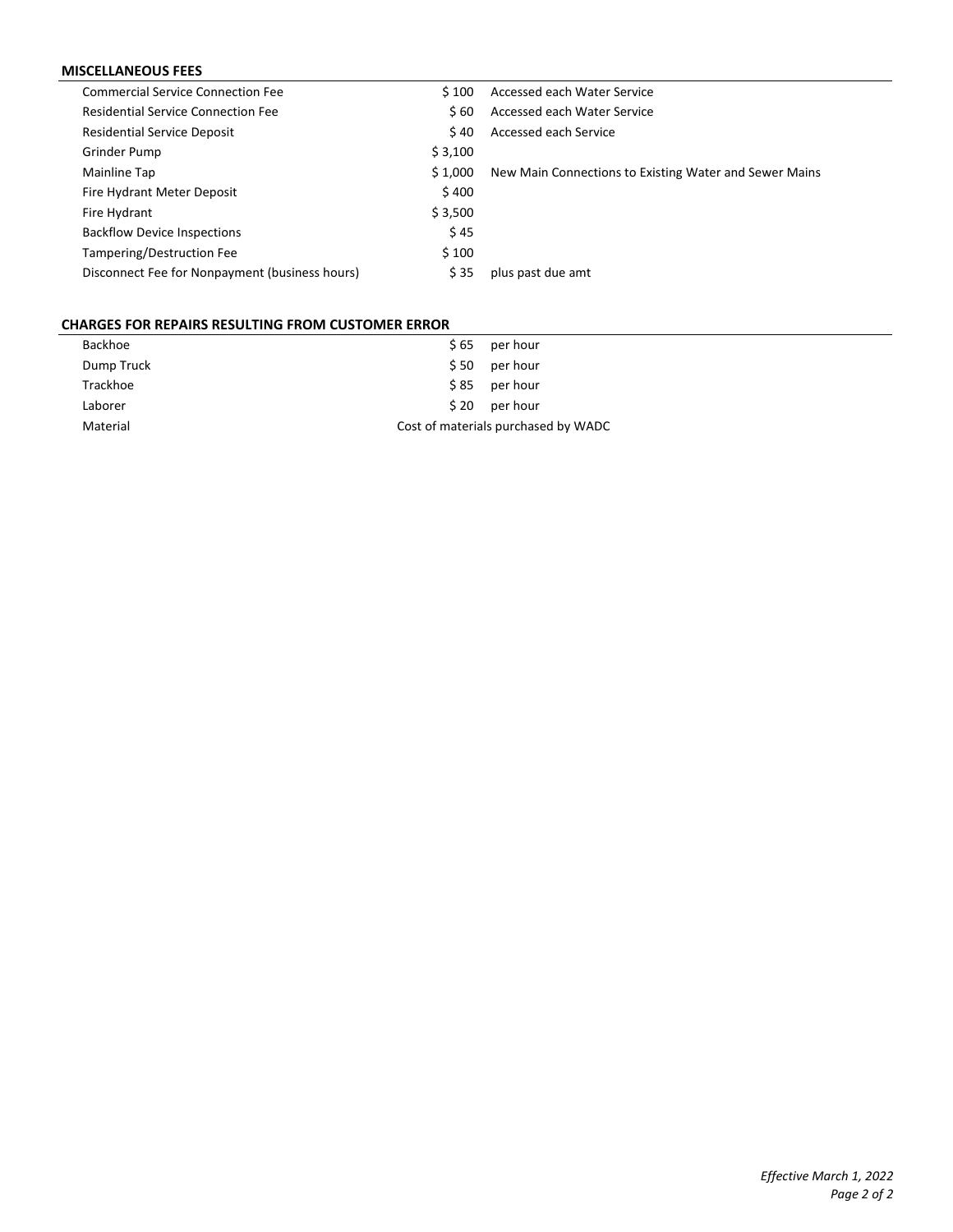**MISCELLANEOUS FEES**

| | | |
|---|---|---|
| Commercial Service Connection Fee | $ 100 | Accessed each Water Service |
| Residential Service Connection Fee | $ 60 | Accessed each Water Service |
| Residential Service Deposit | $ 40 | Accessed each Service |
| Grinder Pump | $ 3,100 | |
| Mainline Tap | $ 1,000 | New Main Connections to Existing Water and Sewer Mains |
| Fire Hydrant Meter Deposit | $ 400 | |
| Fire Hydrant | $ 3,500 | |
| Backflow Device Inspections | $ 45 | |
| Tampering/Destruction Fee | $ 100 | |
| Disconnect Fee for Nonpayment (business hours) | $ 35 | plus past due amt |

**CHARGES FOR REPAIRS RESULTING FROM CUSTOMER ERROR**

| | | |
|---|---|---|
| Backhoe | $ 65 | per hour |
| Dump Truck | $ 50 | per hour |
| Trackhoe | $ 85 | per hour |
| Laborer | $ 20 | per hour |
| Material | Cost of materials purchased by WADC | |

*Effective March 1, 2022*